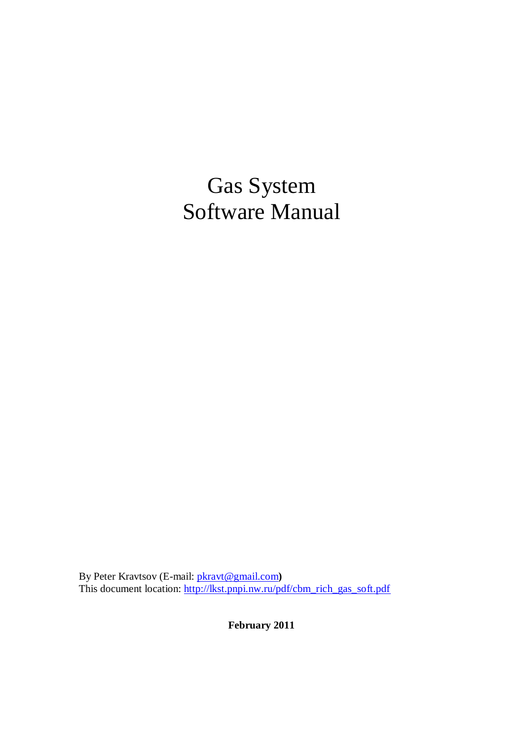# Gas System
# Software Manual

By Peter Kravtsov (E-mail: pkravt@gmail.com**)**
This document location: http://lkst.pnpi.nw.ru/pdf/cbm_rich_gas_soft.pdf

**February 2011**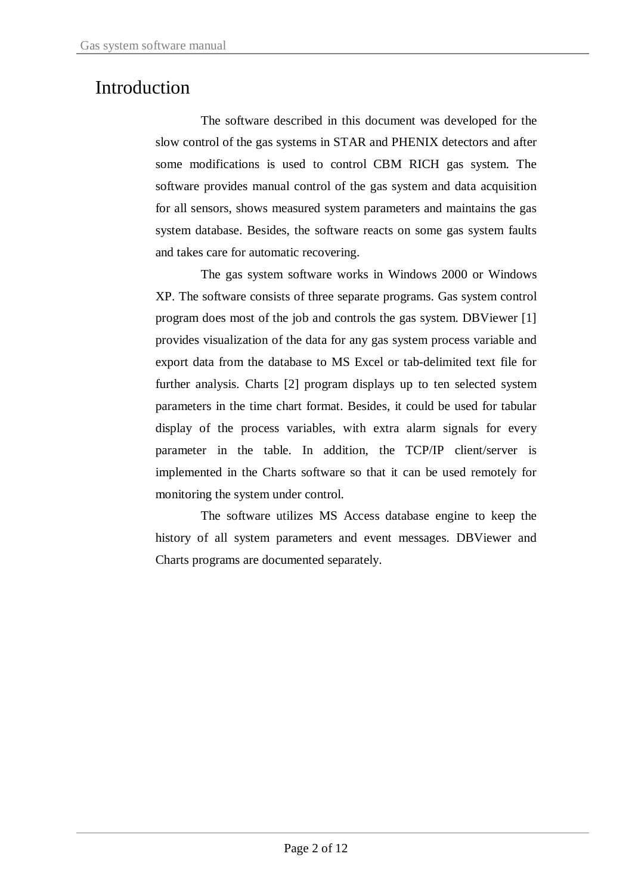# Introduction

The software described in this document was developed for the slow control of the gas systems in STAR and PHENIX detectors and after some modifications is used to control CBM RICH gas system. The software provides manual control of the gas system and data acquisition for all sensors, shows measured system parameters and maintains the gas system database. Besides, the software reacts on some gas system faults and takes care for automatic recovering.

The gas system software works in Windows 2000 or Windows XP. The software consists of three separate programs. Gas system control program does most of the job and controls the gas system. DBViewer [1] provides visualization of the data for any gas system process variable and export data from the database to MS Excel or tab-delimited text file for further analysis. Charts [2] program displays up to ten selected system parameters in the time chart format. Besides, it could be used for tabular display of the process variables, with extra alarm signals for every parameter in the table. In addition, the TCP/IP client/server is implemented in the Charts software so that it can be used remotely for monitoring the system under control.

The software utilizes MS Access database engine to keep the history of all system parameters and event messages. DBViewer and Charts programs are documented separately.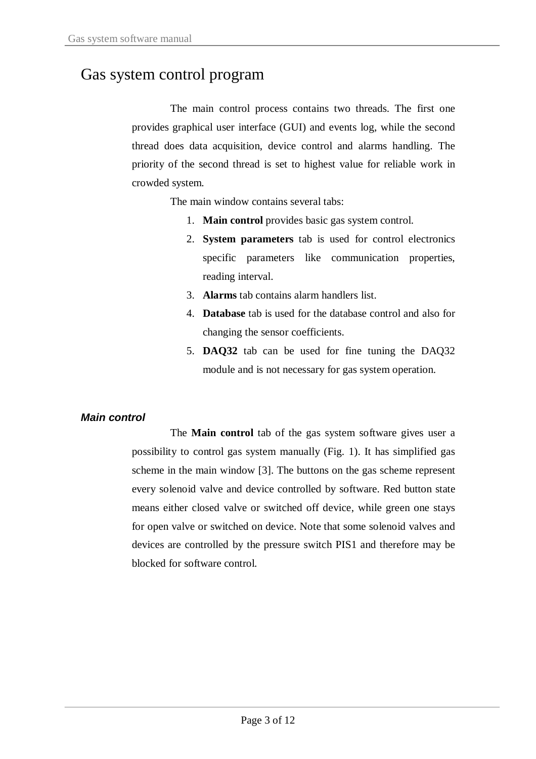# Gas system control program

The main control process contains two threads. The first one provides graphical user interface (GUI) and events log, while the second thread does data acquisition, device control and alarms handling. The priority of the second thread is set to highest value for reliable work in crowded system.

The main window contains several tabs:

1. **Main control** provides basic gas system control.
2. **System parameters** tab is used for control electronics specific parameters like communication properties, reading interval.
3. **Alarms** tab contains alarm handlers list.
4. **Database** tab is used for the database control and also for changing the sensor coefficients.
5. **DAQ32** tab can be used for fine tuning the DAQ32 module and is not necessary for gas system operation.

### *Main control*

The **Main control** tab of the gas system software gives user a possibility to control gas system manually (Fig. 1). It has simplified gas scheme in the main window [3]. The buttons on the gas scheme represent every solenoid valve and device controlled by software. Red button state means either closed valve or switched off device, while green one stays for open valve or switched on device. Note that some solenoid valves and devices are controlled by the pressure switch PIS1 and therefore may be blocked for software control.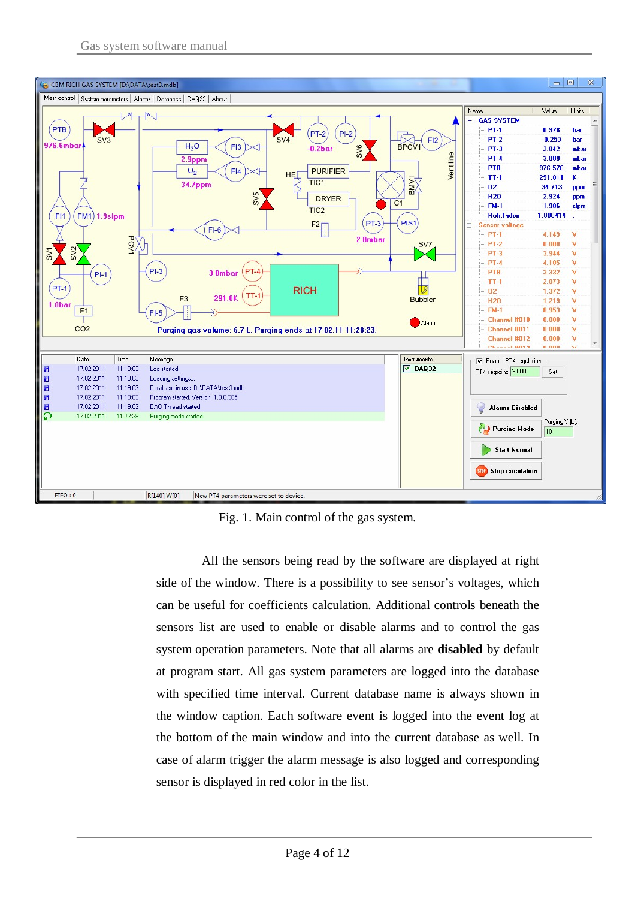Fig. 1. Main control of the gas system.

All the sensors being read by the software are displayed at right side of the window. There is a possibility to see sensor's voltages, which can be useful for coefficients calculation. Additional controls beneath the sensors list are used to enable or disable alarms and to control the gas system operation parameters. Note that all alarms are **disabled** by default at program start. All gas system parameters are logged into the database with specified time interval. Current database name is always shown in the window caption. Each software event is logged into the event log at the bottom of the main window and into the current database as well. In case of alarm trigger the alarm message is also logged and corresponding sensor is displayed in red color in the list.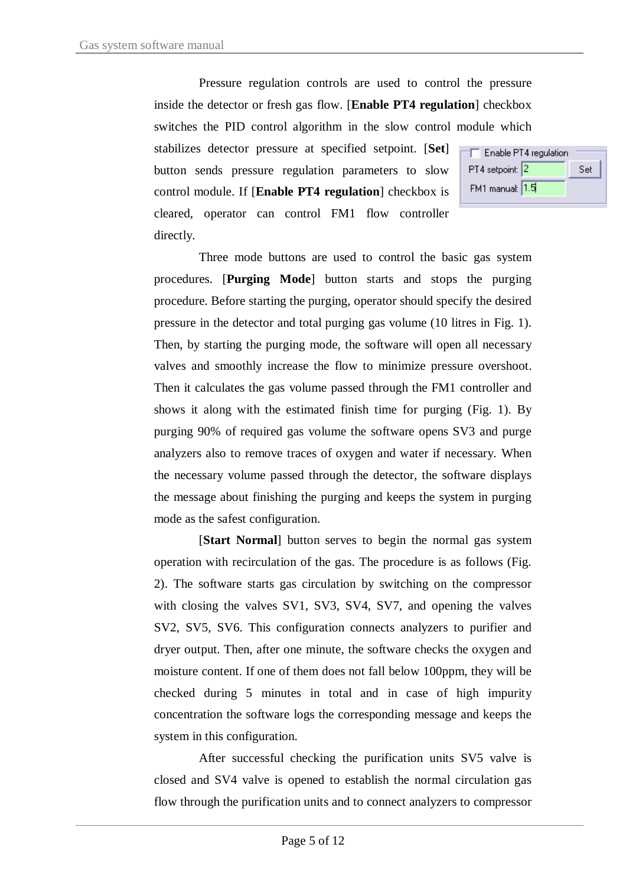Pressure regulation controls are used to control the pressure inside the detector or fresh gas flow. [**Enable PT4 regulation**] checkbox switches the PID control algorithm in the slow control module which stabilizes detector pressure at specified setpoint. [**Set**] button sends pressure regulation parameters to slow control module. If [**Enable PT4 regulation**] checkbox is cleared, operator can control FM1 flow controller directly.

Three mode buttons are used to control the basic gas system procedures. [**Purging Mode**] button starts and stops the purging procedure. Before starting the purging, operator should specify the desired pressure in the detector and total purging gas volume (10 litres in Fig. 1). Then, by starting the purging mode, the software will open all necessary valves and smoothly increase the flow to minimize pressure overshoot. Then it calculates the gas volume passed through the FM1 controller and shows it along with the estimated finish time for purging (Fig. 1). By purging 90% of required gas volume the software opens SV3 and purge analyzers also to remove traces of oxygen and water if necessary. When the necessary volume passed through the detector, the software displays the message about finishing the purging and keeps the system in purging mode as the safest configuration.

[**Start Normal**] button serves to begin the normal gas system operation with recirculation of the gas. The procedure is as follows (Fig. 2). The software starts gas circulation by switching on the compressor with closing the valves SV1, SV3, SV4, SV7, and opening the valves SV2, SV5, SV6. This configuration connects analyzers to purifier and dryer output. Then, after one minute, the software checks the oxygen and moisture content. If one of them does not fall below 100ppm, they will be checked during 5 minutes in total and in case of high impurity concentration the software logs the corresponding message and keeps the system in this configuration.

After successful checking the purification units SV5 valve is closed and SV4 valve is opened to establish the normal circulation gas flow through the purification units and to connect analyzers to compressor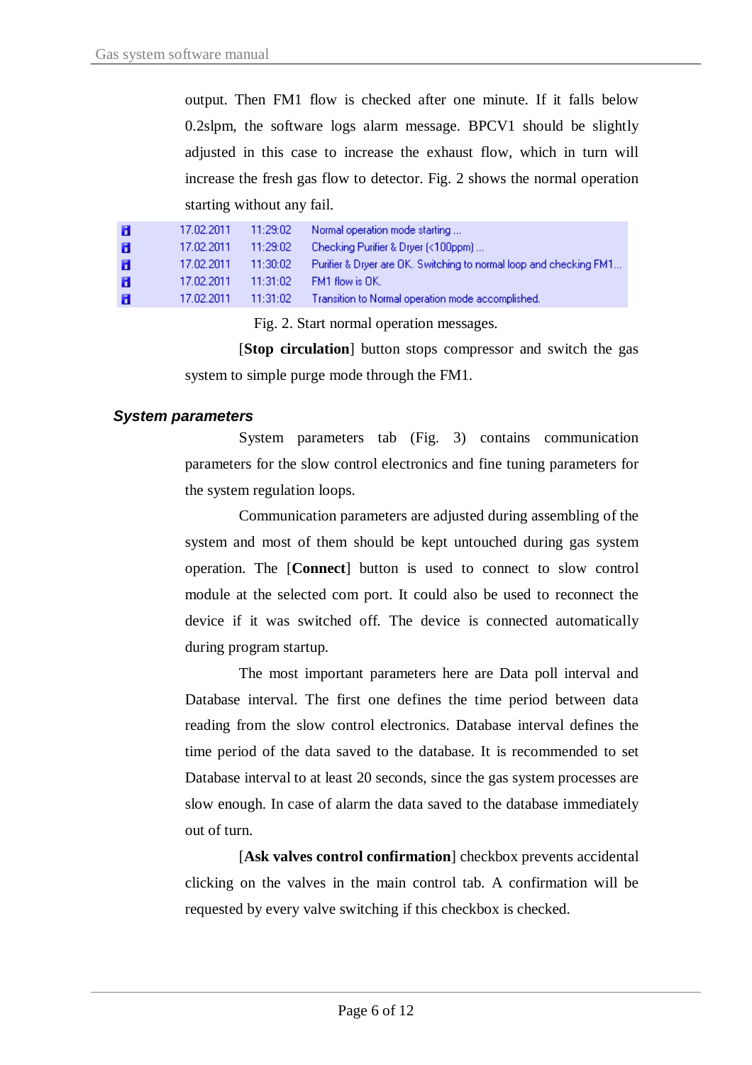output. Then FM1 flow is checked after one minute. If it falls below 0.2slpm, the software logs alarm message. BPCV1 should be slightly adjusted in this case to increase the exhaust flow, which in turn will increase the fresh gas flow to detector. Fig. 2 shows the normal operation starting without any fail.

| | Date | Time | Message |
|---|---|---|---|
| i | 17.02.2011 | 11:29:02 | Normal operation mode starting ... |
| i | 17.02.2011 | 11:29:02 | Checking Purifier & Dryer (<100ppm) ... |
| i | 17.02.2011 | 11:30:02 | Purifier & Dryer are OK. Switching to normal loop and checking FM1... |
| i | 17.02.2011 | 11:31:02 | FM1 flow is OK. |
| i | 17.02.2011 | 11:31:02 | Transition to Normal operation mode accomplished. |

Fig. 2. Start normal operation messages.

[**Stop circulation**] button stops compressor and switch the gas system to simple purge mode through the FM1.

### *System parameters*

System parameters tab (Fig. 3) contains communication parameters for the slow control electronics and fine tuning parameters for the system regulation loops.

Communication parameters are adjusted during assembling of the system and most of them should be kept untouched during gas system operation. The [**Connect**] button is used to connect to slow control module at the selected com port. It could also be used to reconnect the device if it was switched off. The device is connected automatically during program startup.

The most important parameters here are Data poll interval and Database interval. The first one defines the time period between data reading from the slow control electronics. Database interval defines the time period of the data saved to the database. It is recommended to set Database interval to at least 20 seconds, since the gas system processes are slow enough. In case of alarm the data saved to the database immediately out of turn.

[**Ask valves control confirmation**] checkbox prevents accidental clicking on the valves in the main control tab. A confirmation will be requested by every valve switching if this checkbox is checked.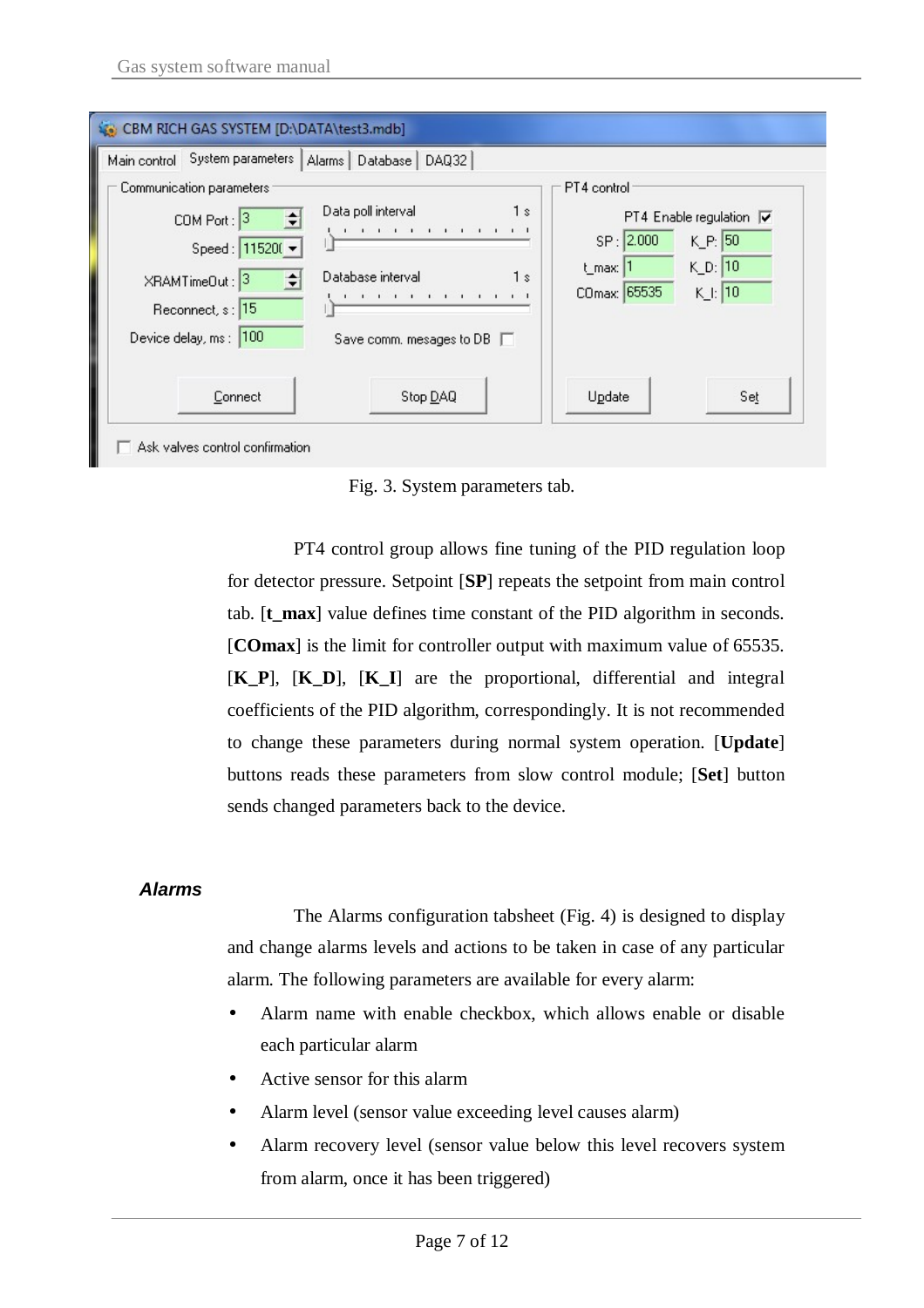Fig. 3. System parameters tab.

PT4 control group allows fine tuning of the PID regulation loop for detector pressure. Setpoint [**SP**] repeats the setpoint from main control tab. [**t_max**] value defines time constant of the PID algorithm in seconds. [**COmax**] is the limit for controller output with maximum value of 65535. [**K_P**], [**K_D**], [**K_I**] are the proportional, differential and integral coefficients of the PID algorithm, correspondingly. It is not recommended to change these parameters during normal system operation. [**Update**] buttons reads these parameters from slow control module; [**Set**] button sends changed parameters back to the device.

### *Alarms*

The Alarms configuration tabsheet (Fig. 4) is designed to display and change alarms levels and actions to be taken in case of any particular alarm. The following parameters are available for every alarm:

- Alarm name with enable checkbox, which allows enable or disable each particular alarm
- Active sensor for this alarm
- Alarm level (sensor value exceeding level causes alarm)
- Alarm recovery level (sensor value below this level recovers system from alarm, once it has been triggered)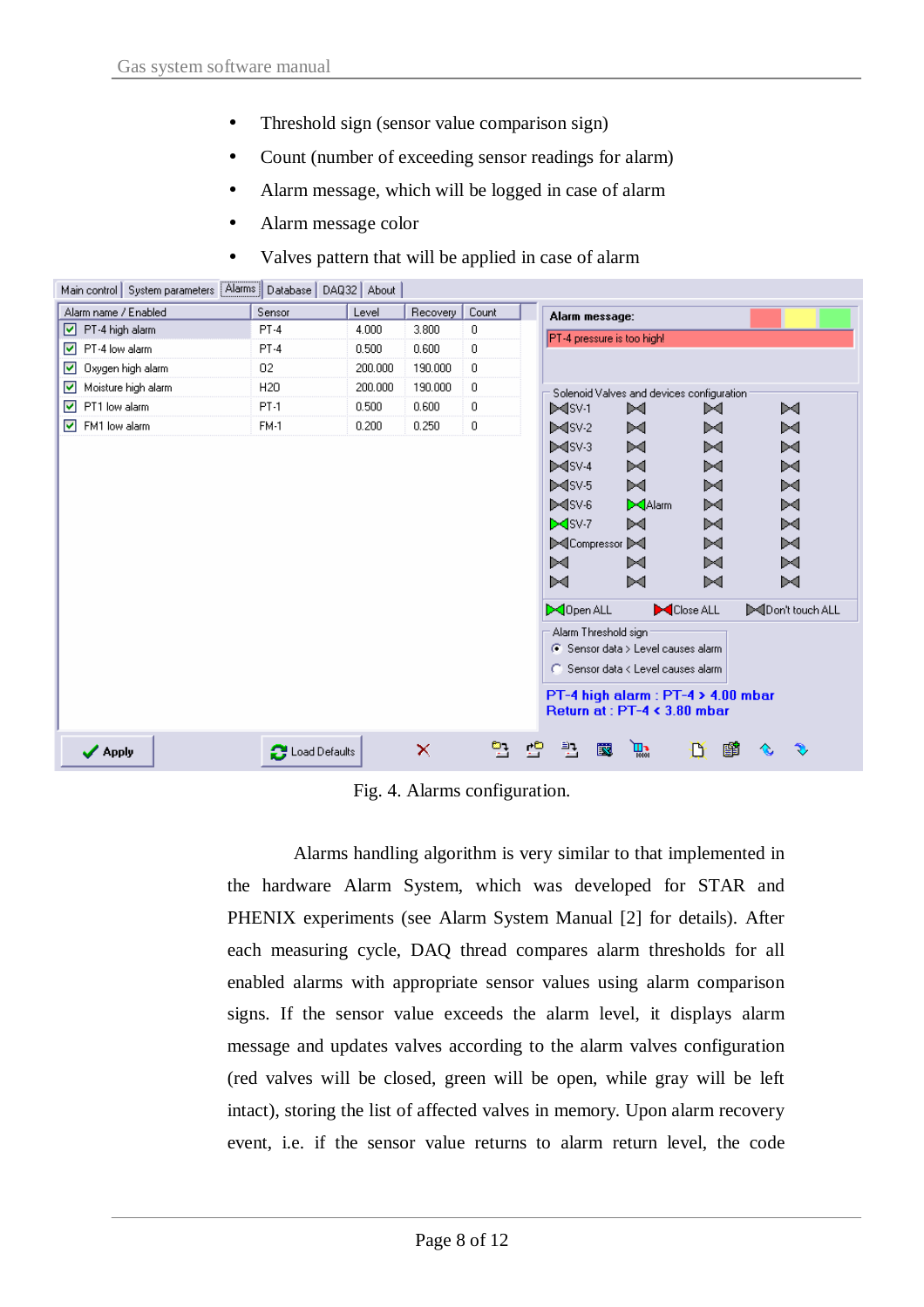- Threshold sign (sensor value comparison sign)
- Count (number of exceeding sensor readings for alarm)
- Alarm message, which will be logged in case of alarm
- Alarm message color
- Valves pattern that will be applied in case of alarm

Fig. 4. Alarms configuration.

Alarms handling algorithm is very similar to that implemented in the hardware Alarm System, which was developed for STAR and PHENIX experiments (see Alarm System Manual [2] for details). After each measuring cycle, DAQ thread compares alarm thresholds for all enabled alarms with appropriate sensor values using alarm comparison signs. If the sensor value exceeds the alarm level, it displays alarm message and updates valves according to the alarm valves configuration (red valves will be closed, green will be open, while gray will be left intact), storing the list of affected valves in memory. Upon alarm recovery event, i.e. if the sensor value returns to alarm return level, the code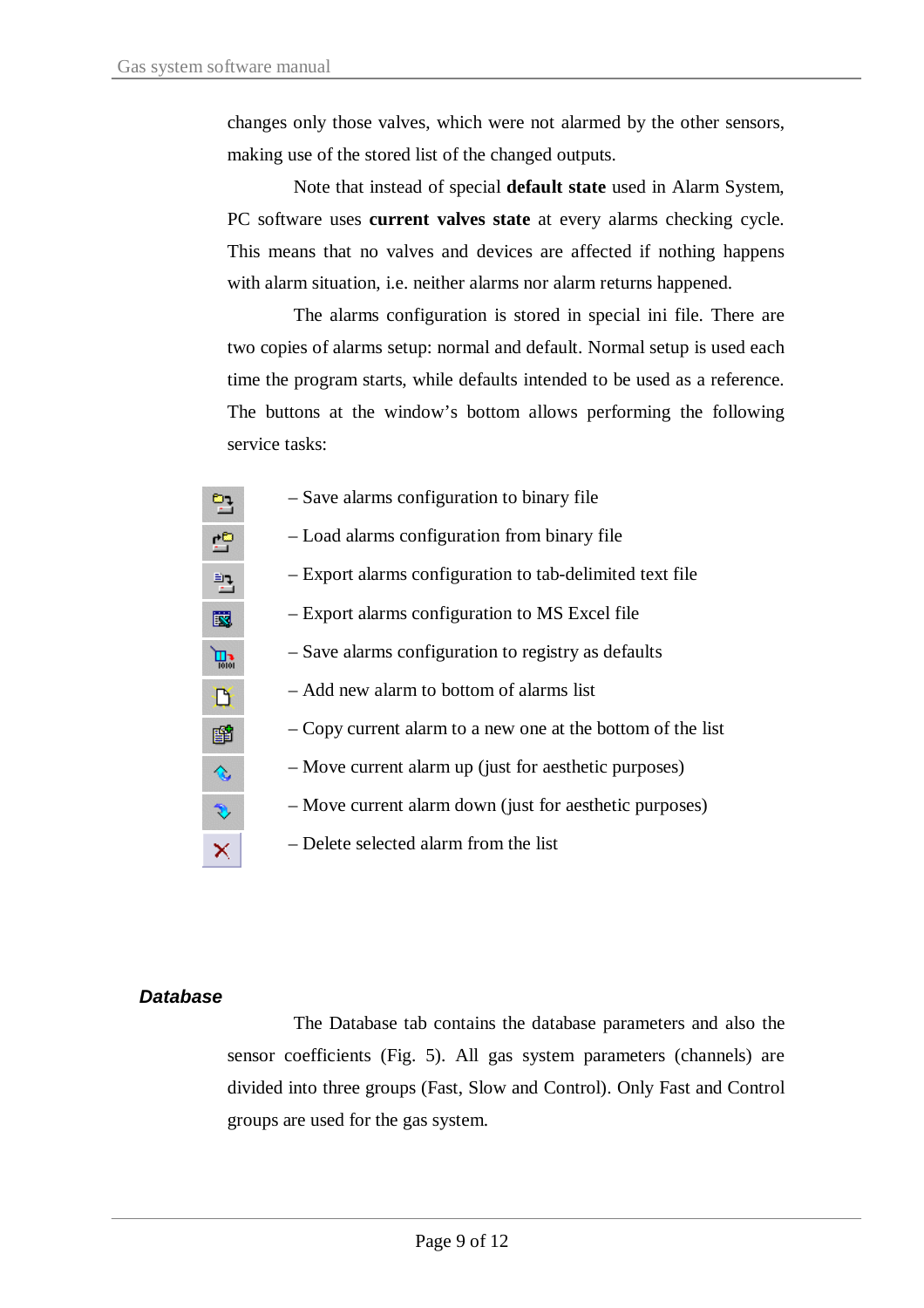changes only those valves, which were not alarmed by the other sensors, making use of the stored list of the changed outputs.

Note that instead of special **default state** used in Alarm System, PC software uses **current valves state** at every alarms checking cycle. This means that no valves and devices are affected if nothing happens with alarm situation, i.e. neither alarms nor alarm returns happened.

The alarms configuration is stored in special ini file. There are two copies of alarms setup: normal and default. Normal setup is used each time the program starts, while defaults intended to be used as a reference. The buttons at the window's bottom allows performing the following service tasks:

– Save alarms configuration to binary file

– Load alarms configuration from binary file

– Export alarms configuration to tab-delimited text file

– Export alarms configuration to MS Excel file

– Save alarms configuration to registry as defaults

– Add new alarm to bottom of alarms list

– Copy current alarm to a new one at the bottom of the list

– Move current alarm up (just for aesthetic purposes)

– Move current alarm down (just for aesthetic purposes)

– Delete selected alarm from the list

### *Database*

The Database tab contains the database parameters and also the sensor coefficients (Fig. 5). All gas system parameters (channels) are divided into three groups (Fast, Slow and Control). Only Fast and Control groups are used for the gas system.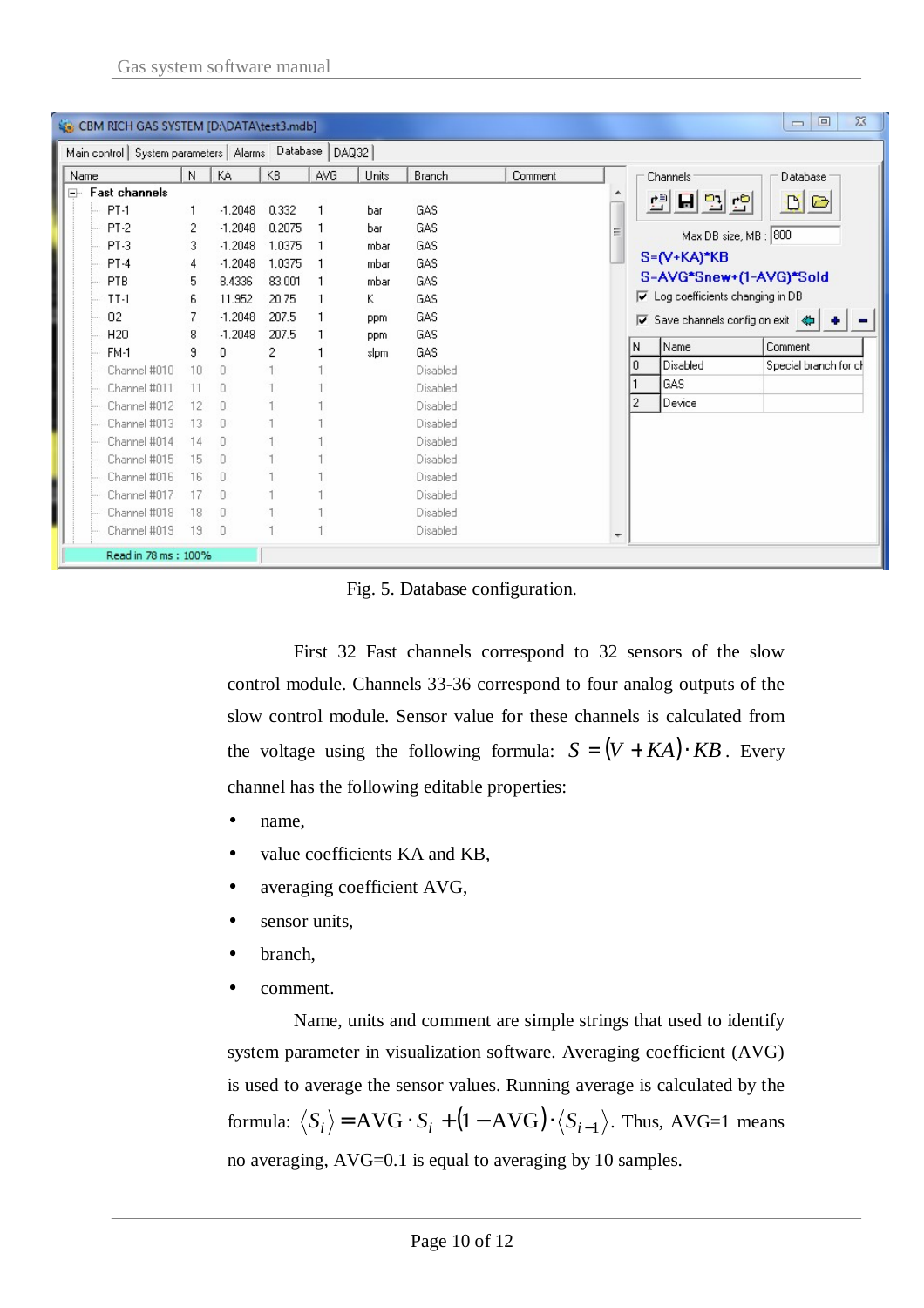Fig. 5. Database configuration.

First 32 Fast channels correspond to 32 sensors of the slow control module. Channels 33-36 correspond to four analog outputs of the slow control module. Sensor value for these channels is calculated from the voltage using the following formula: $S = (V + KA) \cdot KB$. Every channel has the following editable properties:

- name,
- value coefficients KA and KB,
- averaging coefficient AVG,
- sensor units,
- branch,
- comment.

Name, units and comment are simple strings that used to identify system parameter in visualization software. Averaging coefficient (AVG) is used to average the sensor values. Running average is calculated by the formula: $\langle S_i \rangle = \mathrm{AVG} \cdot S_i + (1 - \mathrm{AVG}) \cdot \langle S_{i-1} \rangle$. Thus, AVG=1 means no averaging, AVG=0.1 is equal to averaging by 10 samples.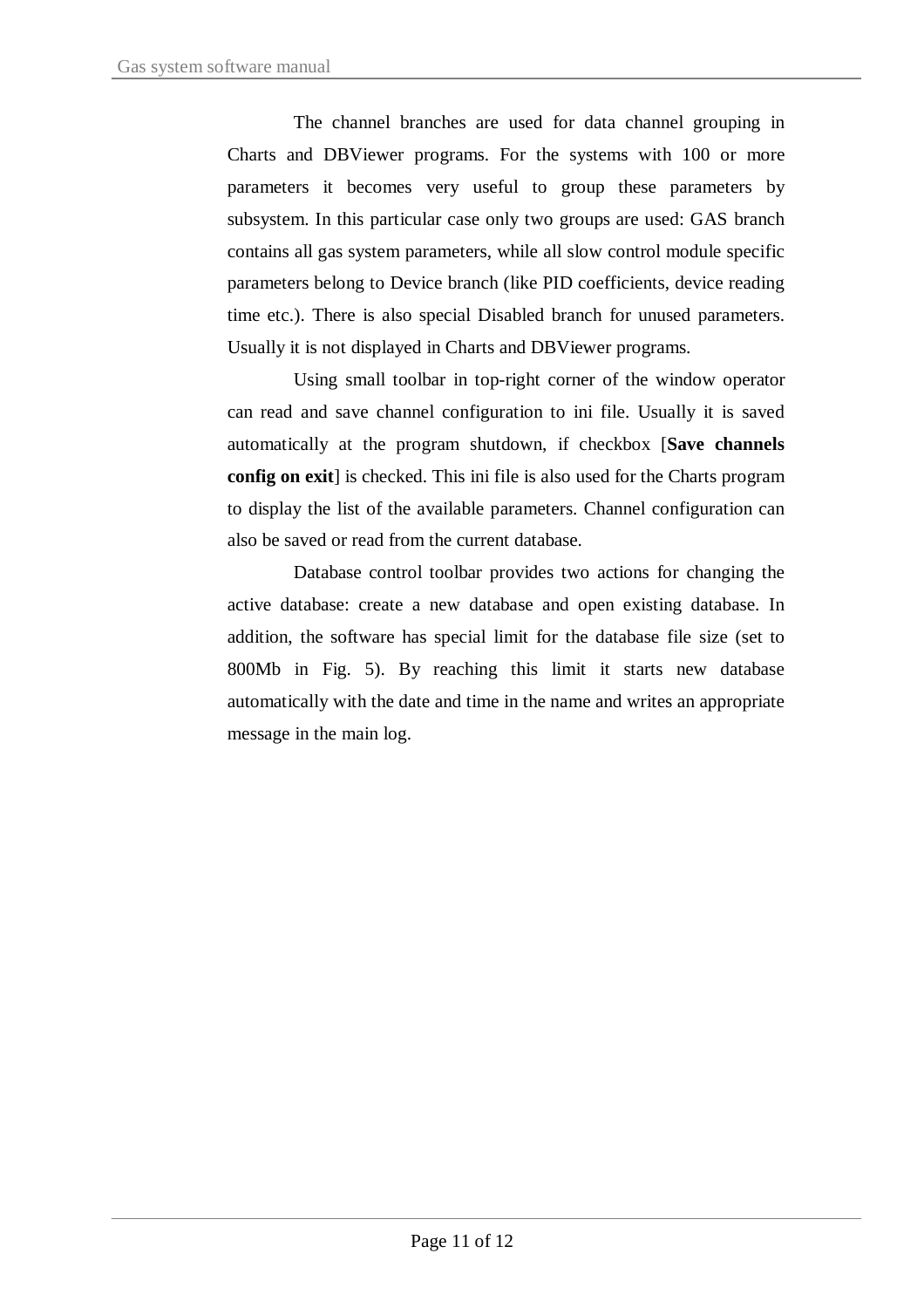The channel branches are used for data channel grouping in Charts and DBViewer programs. For the systems with 100 or more parameters it becomes very useful to group these parameters by subsystem. In this particular case only two groups are used: GAS branch contains all gas system parameters, while all slow control module specific parameters belong to Device branch (like PID coefficients, device reading time etc.). There is also special Disabled branch for unused parameters. Usually it is not displayed in Charts and DBViewer programs.

Using small toolbar in top-right corner of the window operator can read and save channel configuration to ini file. Usually it is saved automatically at the program shutdown, if checkbox [**Save channels config on exit**] is checked. This ini file is also used for the Charts program to display the list of the available parameters. Channel configuration can also be saved or read from the current database.

Database control toolbar provides two actions for changing the active database: create a new database and open existing database. In addition, the software has special limit for the database file size (set to 800Mb in Fig. 5). By reaching this limit it starts new database automatically with the date and time in the name and writes an appropriate message in the main log.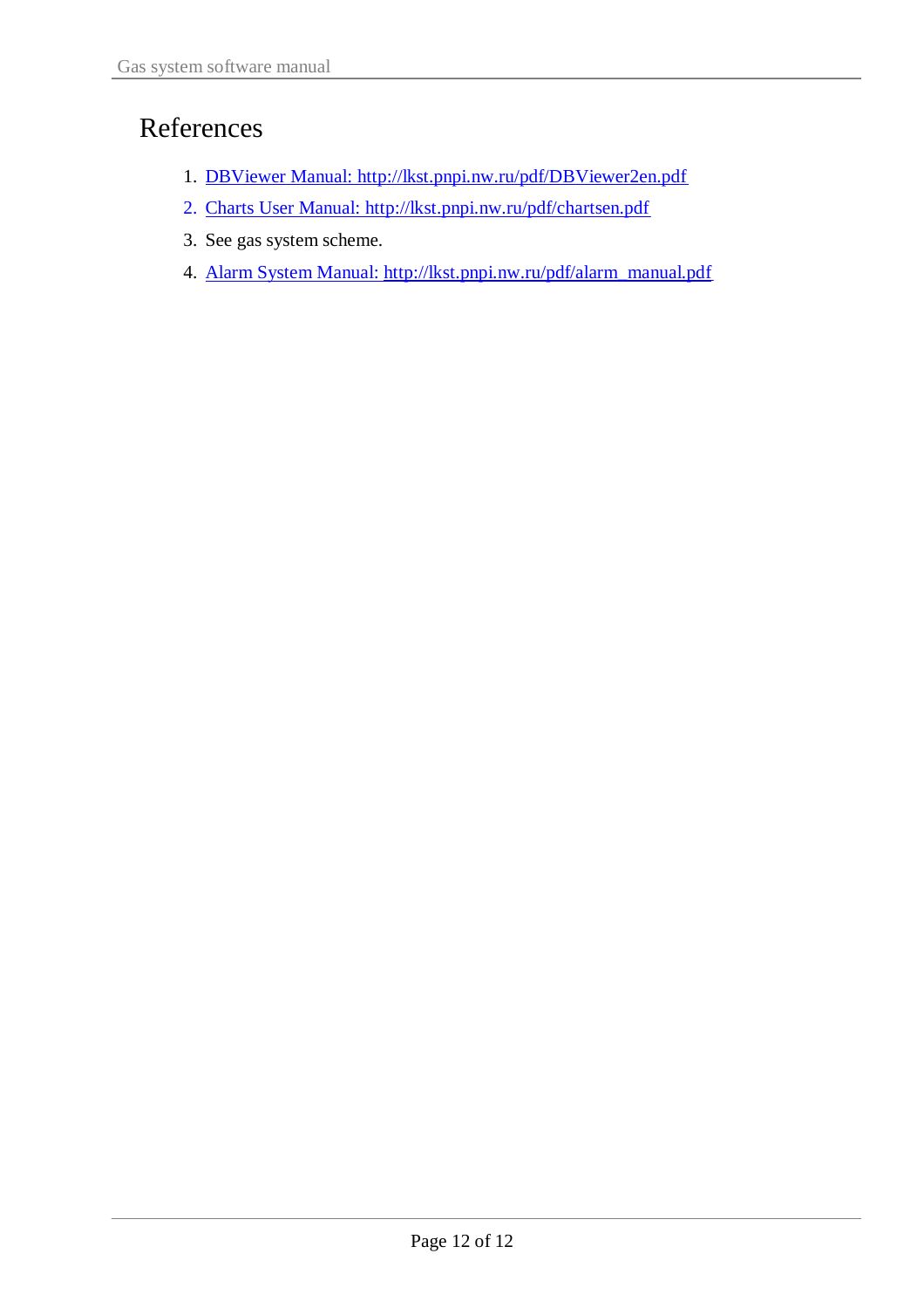# References

1. DBViewer Manual: http://lkst.pnpi.nw.ru/pdf/DBViewer2en.pdf
2. Charts User Manual: http://lkst.pnpi.nw.ru/pdf/chartsen.pdf
3. See gas system scheme.
4. Alarm System Manual: http://lkst.pnpi.nw.ru/pdf/alarm_manual.pdf